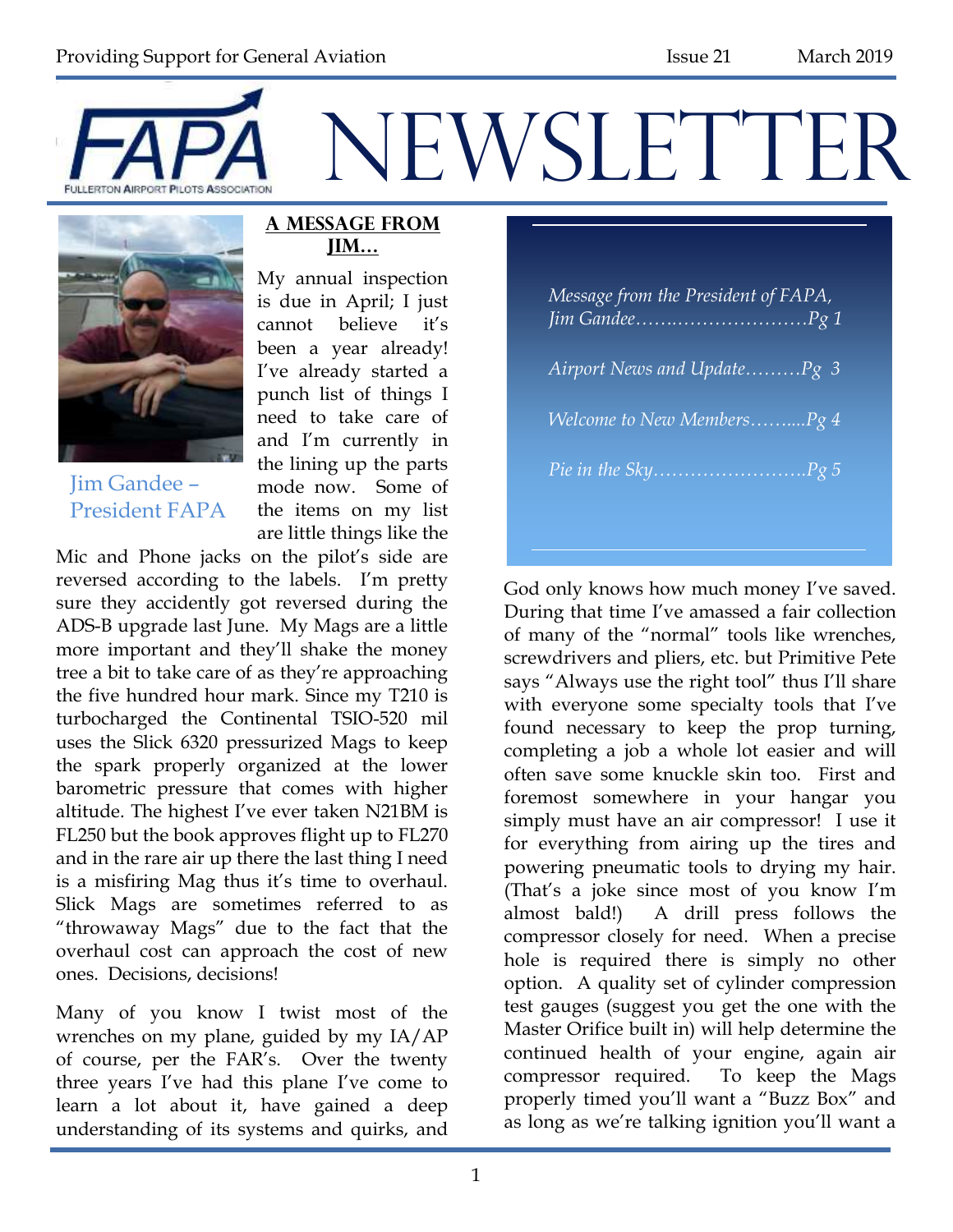# FAPA NEWSLETTER

FULLERTON AIRPORT PILOTS ASSOCIATION

Providing Support for General Aviation — Issue 21 — March 2019

*Message from the President of FAPA, Jim Gandee……..………………….Pg 1*

*Airport News and Update………Pg 3*

*Welcome to New Members……....Pg 4*

*Pie in the Sky…………………….Pg 5*

Jim Gandee – President FAPA

## A MESSAGE FROM JIM…

My annual inspection is due in April; I just cannot believe it's been a year already! I've already started a punch list of things I need to take care of and I'm currently in the lining up the parts mode now. Some of the items on my list are little things like the Mic and Phone jacks on the pilot's side are reversed according to the labels. I'm pretty sure they accidently got reversed during the ADS-B upgrade last June. My Mags are a little more important and they'll shake the money tree a bit to take care of as they're approaching the five hundred hour mark. Since my T210 is turbocharged the Continental TSIO-520 mil uses the Slick 6320 pressurized Mags to keep the spark properly organized at the lower barometric pressure that comes with higher altitude. The highest I've ever taken N21BM is FL250 but the book approves flight up to FL270 and in the rare air up there the last thing I need is a misfiring Mag thus it's time to overhaul. Slick Mags are sometimes referred to as "throwaway Mags" due to the fact that the overhaul cost can approach the cost of new ones. Decisions, decisions!

Many of you know I twist most of the wrenches on my plane, guided by my IA/AP of course, per the FAR's. Over the twenty three years I've had this plane I've come to learn a lot about it, have gained a deep understanding of its systems and quirks, and God only knows how much money I've saved. During that time I've amassed a fair collection of many of the "normal" tools like wrenches, screwdrivers and pliers, etc. but Primitive Pete says "Always use the right tool" thus I'll share with everyone some specialty tools that I've found necessary to keep the prop turning, completing a job a whole lot easier and will often save some knuckle skin too. First and foremost somewhere in your hangar you simply must have an air compressor! I use it for everything from airing up the tires and powering pneumatic tools to drying my hair. (That's a joke since most of you know I'm almost bald!) A drill press follows the compressor closely for need. When a precise hole is required there is simply no other option. A quality set of cylinder compression test gauges (suggest you get the one with the Master Orifice built in) will help determine the continued health of your engine, again air compressor required. To keep the Mags properly timed you'll want a "Buzz Box" and as long as we're talking ignition you'll want a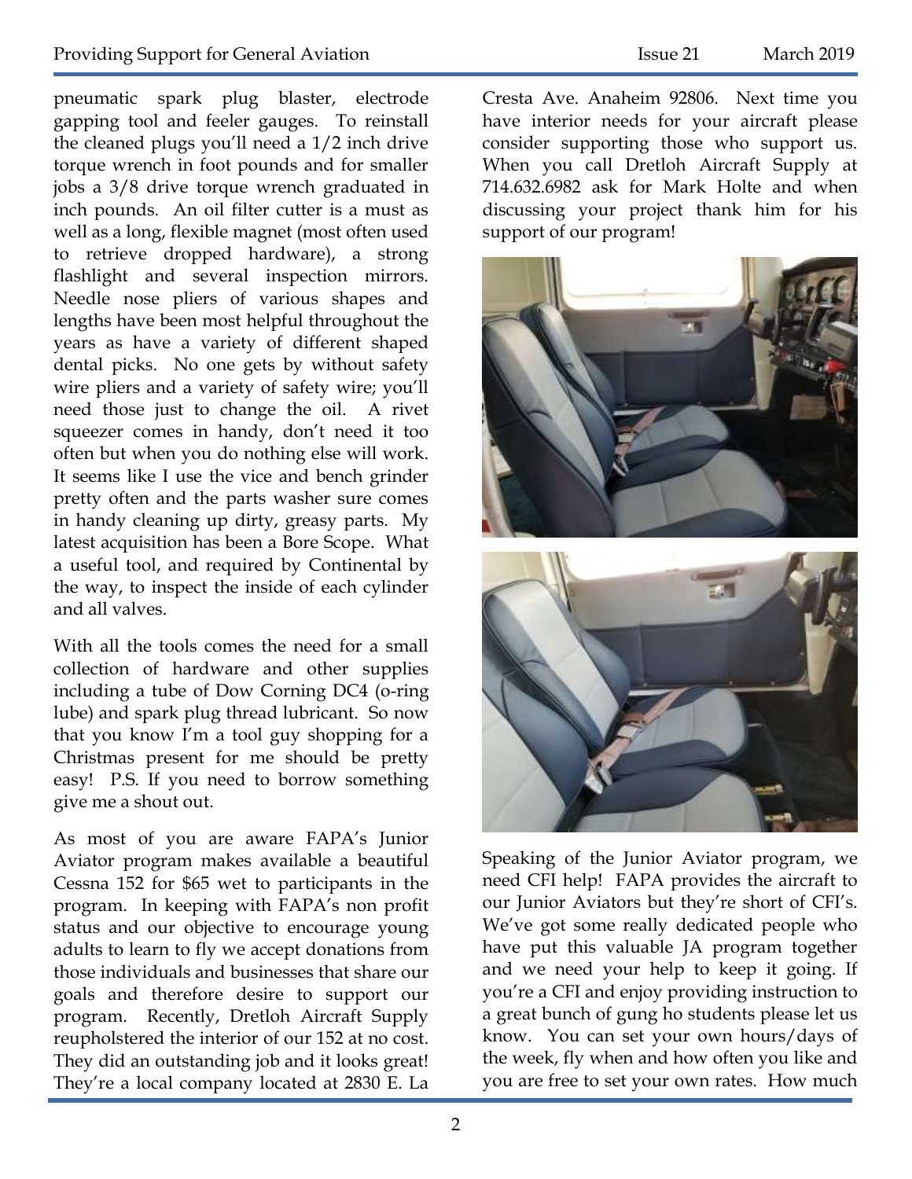pneumatic spark plug blaster, electrode gapping tool and feeler gauges. To reinstall the cleaned plugs you'll need a 1/2 inch drive torque wrench in foot pounds and for smaller jobs a 3/8 drive torque wrench graduated in inch pounds. An oil filter cutter is a must as well as a long, flexible magnet (most often used to retrieve dropped hardware), a strong flashlight and several inspection mirrors. Needle nose pliers of various shapes and lengths have been most helpful throughout the years as have a variety of different shaped dental picks. No one gets by without safety wire pliers and a variety of safety wire; you'll need those just to change the oil. A rivet squeezer comes in handy, don't need it too often but when you do nothing else will work. It seems like I use the vice and bench grinder pretty often and the parts washer sure comes in handy cleaning up dirty, greasy parts. My latest acquisition has been a Bore Scope. What a useful tool, and required by Continental by the way, to inspect the inside of each cylinder and all valves.

With all the tools comes the need for a small collection of hardware and other supplies including a tube of Dow Corning DC4 (o-ring lube) and spark plug thread lubricant. So now that you know I'm a tool guy shopping for a Christmas present for me should be pretty easy! P.S. If you need to borrow something give me a shout out.

As most of you are aware FAPA's Junior Aviator program makes available a beautiful Cessna 152 for $65 wet to participants in the program. In keeping with FAPA's non profit status and our objective to encourage young adults to learn to fly we accept donations from those individuals and businesses that share our goals and therefore desire to support our program. Recently, Dretloh Aircraft Supply reupholstered the interior of our 152 at no cost. They did an outstanding job and it looks great! They're a local company located at 2830 E. La Cresta Ave. Anaheim 92806. Next time you have interior needs for your aircraft please consider supporting those who support us. When you call Dretloh Aircraft Supply at 714.632.6982 ask for Mark Holte and when discussing your project thank him for his support of our program!

Speaking of the Junior Aviator program, we need CFI help! FAPA provides the aircraft to our Junior Aviators but they're short of CFI's. We've got some really dedicated people who have put this valuable JA program together and we need your help to keep it going. If you're a CFI and enjoy providing instruction to a great bunch of gung ho students please let us know. You can set your own hours/days of the week, fly when and how often you like and you are free to set your own rates. How much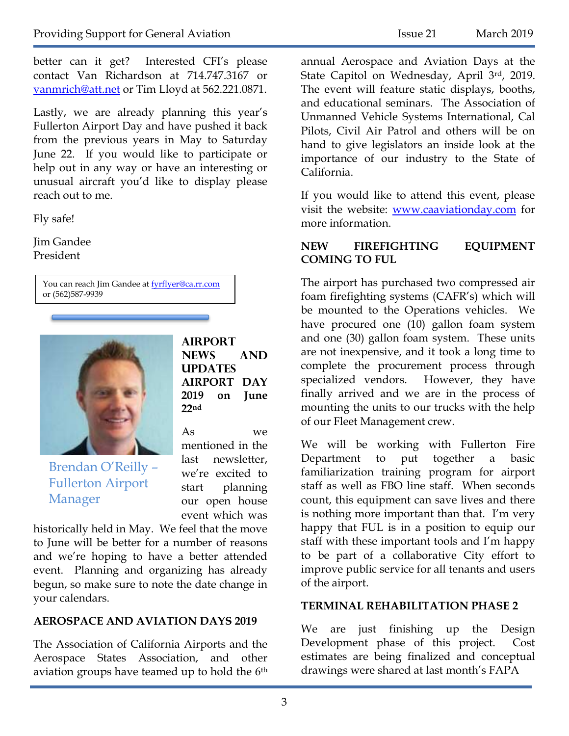better can it get? Interested CFI's please contact Van Richardson at 714.747.3167 or vanmrich@att.net or Tim Lloyd at 562.221.0871.

Lastly, we are already planning this year's Fullerton Airport Day and have pushed it back from the previous years in May to Saturday June 22. If you would like to participate or help out in any way or have an interesting or unusual aircraft you'd like to display please reach out to me.

Fly safe!

Jim Gandee
President

You can reach Jim Gandee at fyrflyer@ca.rr.com or (562)587-9939

Brendan O'Reilly – Fullerton Airport Manager

## AIRPORT NEWS AND UPDATES

### AIRPORT DAY 2019 on June 22nd

As we mentioned in the last newsletter, we're excited to start planning our open house event which was historically held in May. We feel that the move to June will be better for a number of reasons and we're hoping to have a better attended event. Planning and organizing has already begun, so make sure to note the date change in your calendars.

### AEROSPACE AND AVIATION DAYS 2019

The Association of California Airports and the Aerospace States Association, and other aviation groups have teamed up to hold the 6th annual Aerospace and Aviation Days at the State Capitol on Wednesday, April 3rd, 2019. The event will feature static displays, booths, and educational seminars. The Association of Unmanned Vehicle Systems International, Cal Pilots, Civil Air Patrol and others will be on hand to give legislators an inside look at the importance of our industry to the State of California.

If you would like to attend this event, please visit the website: www.caaviationday.com for more information.

### NEW FIREFIGHTING EQUIPMENT COMING TO FUL

The airport has purchased two compressed air foam firefighting systems (CAFR's) which will be mounted to the Operations vehicles. We have procured one (10) gallon foam system and one (30) gallon foam system. These units are not inexpensive, and it took a long time to complete the procurement process through specialized vendors. However, they have finally arrived and we are in the process of mounting the units to our trucks with the help of our Fleet Management crew.

We will be working with Fullerton Fire Department to put together a basic familiarization training program for airport staff as well as FBO line staff. When seconds count, this equipment can save lives and there is nothing more important than that. I'm very happy that FUL is in a position to equip our staff with these important tools and I'm happy to be part of a collaborative City effort to improve public service for all tenants and users of the airport.

### TERMINAL REHABILITATION PHASE 2

We are just finishing up the Design Development phase of this project. Cost estimates are being finalized and conceptual drawings were shared at last month's FAPA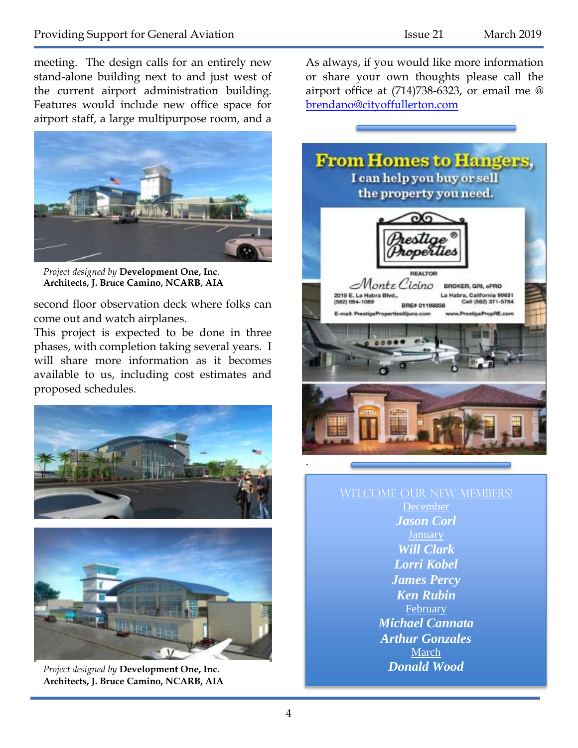meeting. The design calls for an entirely new stand-alone building next to and just west of the current airport administration building. Features would include new office space for airport staff, a large multipurpose room, and a second floor observation deck where folks can come out and watch airplanes.

*Project designed by* **Development One, Inc**.
**Architects, J. Bruce Camino, NCARB, AIA**

This project is expected to be done in three phases, with completion taking several years. I will share more information as it becomes available to us, including cost estimates and proposed schedules.

*Project designed by* **Development One, Inc**.
**Architects, J. Bruce Camino, NCARB, AIA**

As always, if you would like more information or share your own thoughts please call the airport office at (714)738-6323, or email me @ brendano@cityoffullerton.com

**From Homes to Hangers,**
**I can help you buy or sell the property you need.**

Prestige Properties®
REALTOR
Monte Cicino
BROKER, GRI, ePRO
2019 E. La Habra Blvd., La Habra, California 90631
(562) 694-1089 Cell (562) 371-5784
BRE# 01198838
E-mail: PrestigeProperties@juno.com www.PrestigePropRE.com

WELCOME OUR NEW MEMBERS!

December
***Jason Corl***

January
***Will Clark***
***Lorri Kobel***
***James Percy***
***Ken Rubin***

February
***Michael Cannata***
***Arthur Gonzales***

March
***Donald Wood***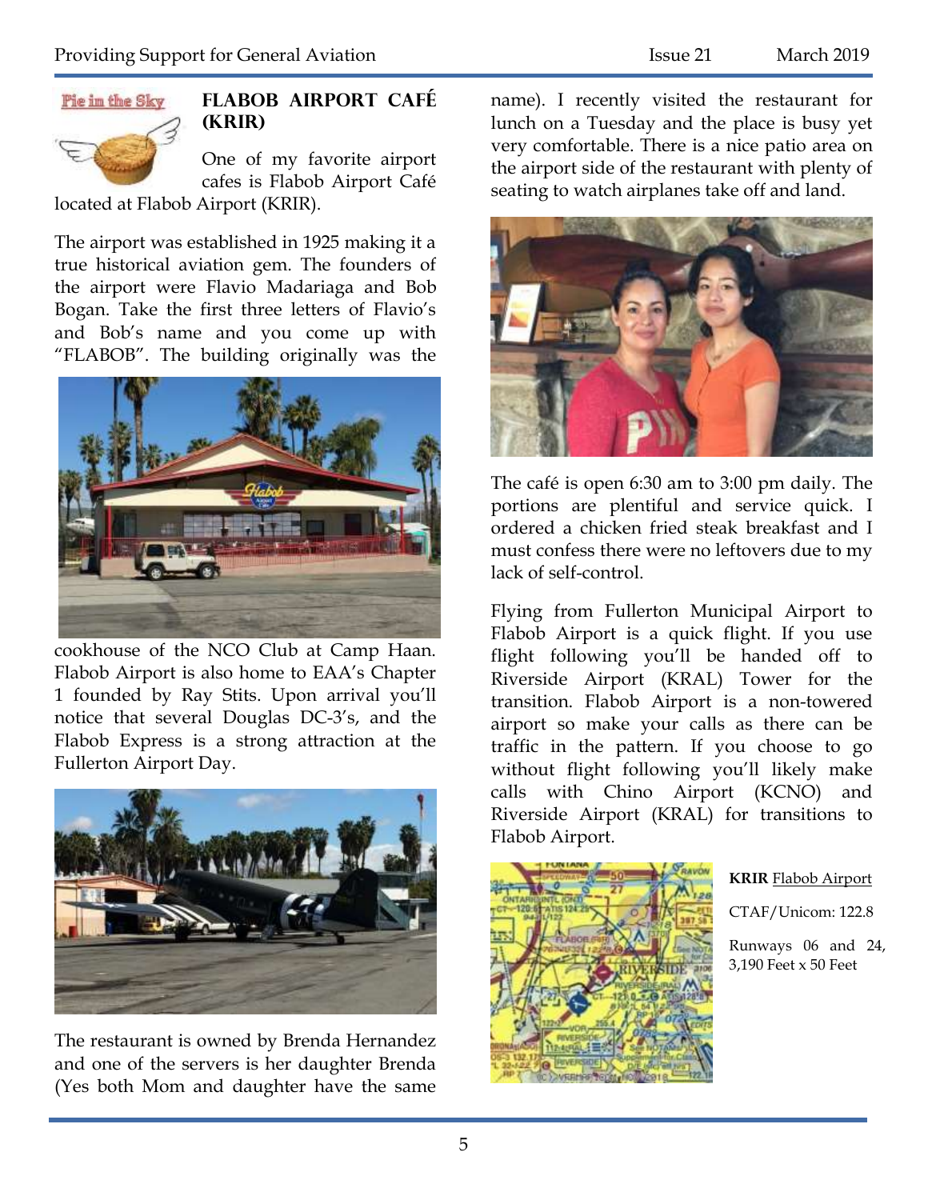## FLABOB AIRPORT CAFÉ (KRIR)

One of my favorite airport cafes is Flabob Airport Café located at Flabob Airport (KRIR).

The airport was established in 1925 making it a true historical aviation gem. The founders of the airport were Flavio Madariaga and Bob Bogan. Take the first three letters of Flavio's and Bob's name and you come up with "FLABOB". The building originally was the cookhouse of the NCO Club at Camp Haan. Flabob Airport is also home to EAA's Chapter 1 founded by Ray Stits. Upon arrival you'll notice that several Douglas DC-3's, and the Flabob Express is a strong attraction at the Fullerton Airport Day.

The restaurant is owned by Brenda Hernandez and one of the servers is her daughter Brenda (Yes both Mom and daughter have the same name). I recently visited the restaurant for lunch on a Tuesday and the place is busy yet very comfortable. There is a nice patio area on the airport side of the restaurant with plenty of seating to watch airplanes take off and land.

The café is open 6:30 am to 3:00 pm daily. The portions are plentiful and service quick. I ordered a chicken fried steak breakfast and I must confess there were no leftovers due to my lack of self-control.

Flying from Fullerton Municipal Airport to Flabob Airport is a quick flight. If you use flight following you'll be handed off to Riverside Airport (KRAL) Tower for the transition. Flabob Airport is a non-towered airport so make your calls as there can be traffic in the pattern. If you choose to go without flight following you'll likely make calls with Chino Airport (KCNO) and Riverside Airport (KRAL) for transitions to Flabob Airport.

**KRIR** Flabob Airport

CTAF/Unicom: 122.8

Runways 06 and 24, 3,190 Feet x 50 Feet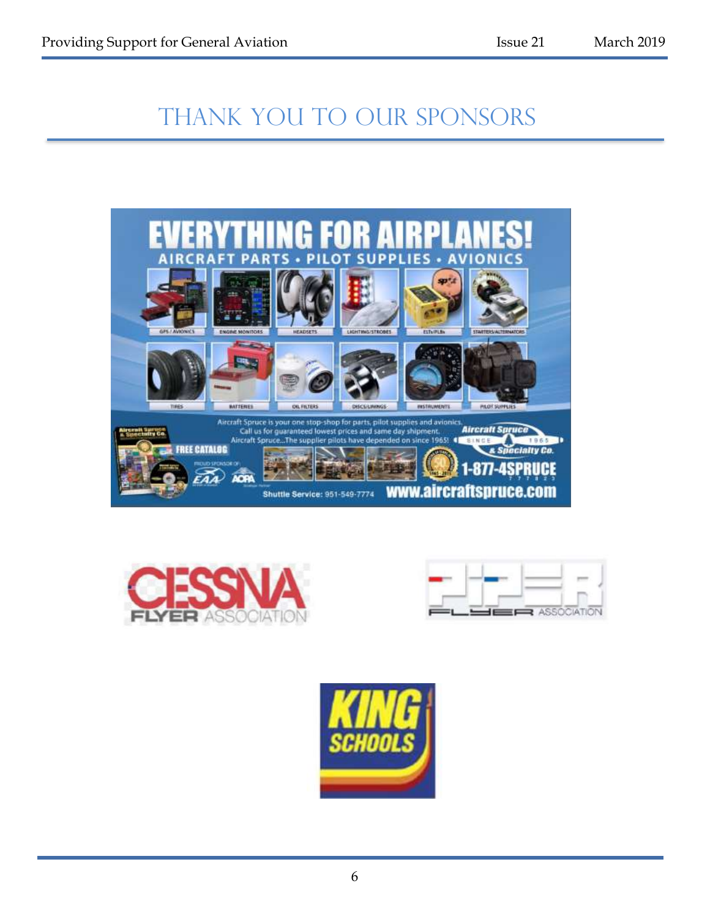# THANK YOU TO OUR SPONSORS

EVERYTHING FOR AIRPLANES!

AIRCRAFT PARTS • PILOT SUPPLIES • AVIONICS

GPS / AVIONICS | ENGINE MONITORS | HEADSETS | LIGHTING/STROBES | ELTs/PLBs | STARTERS/ALTERNATORS

TIRES | BATTERIES | OIL FILTERS | DISCS/LININGS | INSTRUMENTS | PILOT SUPPLIES

Aircraft Spruce is your one stop-shop for parts, pilot supplies and avionics.
Call us for guaranteed lowest prices and same day shipment.
Aircraft Spruce...The supplier pilots have depended on since 1965!

FREE CATALOG

PROUD SPONSOR OF: EAA AOPA

Aircraft Spruce & Specialty Co. SINCE 1965

1-877-4SPRUCE

Shuttle Service: 951-549-7774

www.aircraftspruce.com

CESSNA FLYER ASSOCIATION

PIPER FLYER ASSOCIATION

KING SCHOOLS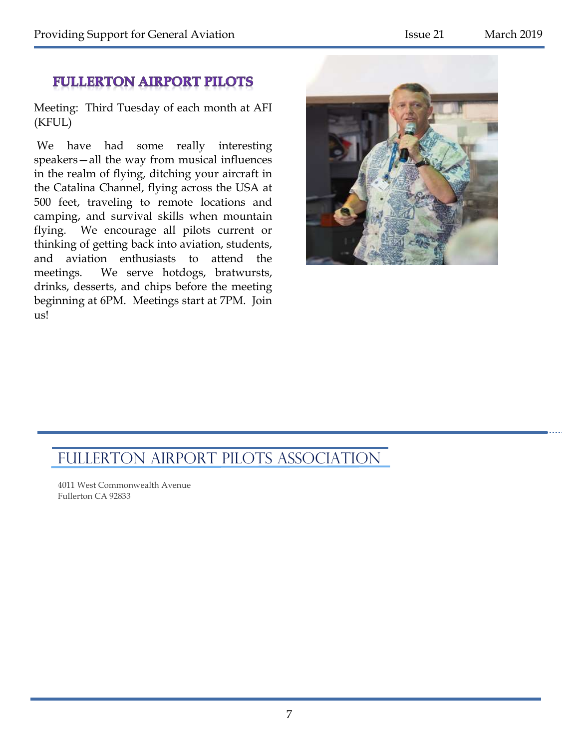## FULLERTON AIRPORT PILOTS

Meeting: Third Tuesday of each month at AFI (KFUL)

We have had some really interesting speakers—all the way from musical influences in the realm of flying, ditching your aircraft in the Catalina Channel, flying across the USA at 500 feet, traveling to remote locations and camping, and survival skills when mountain flying. We encourage all pilots current or thinking of getting back into aviation, students, and aviation enthusiasts to attend the meetings. We serve hotdogs, bratwursts, drinks, desserts, and chips before the meeting beginning at 6PM. Meetings start at 7PM. Join us!

## FULLERTON AIRPORT PILOTS ASSOCIATION

4011 West Commonwealth Avenue
Fullerton CA 92833